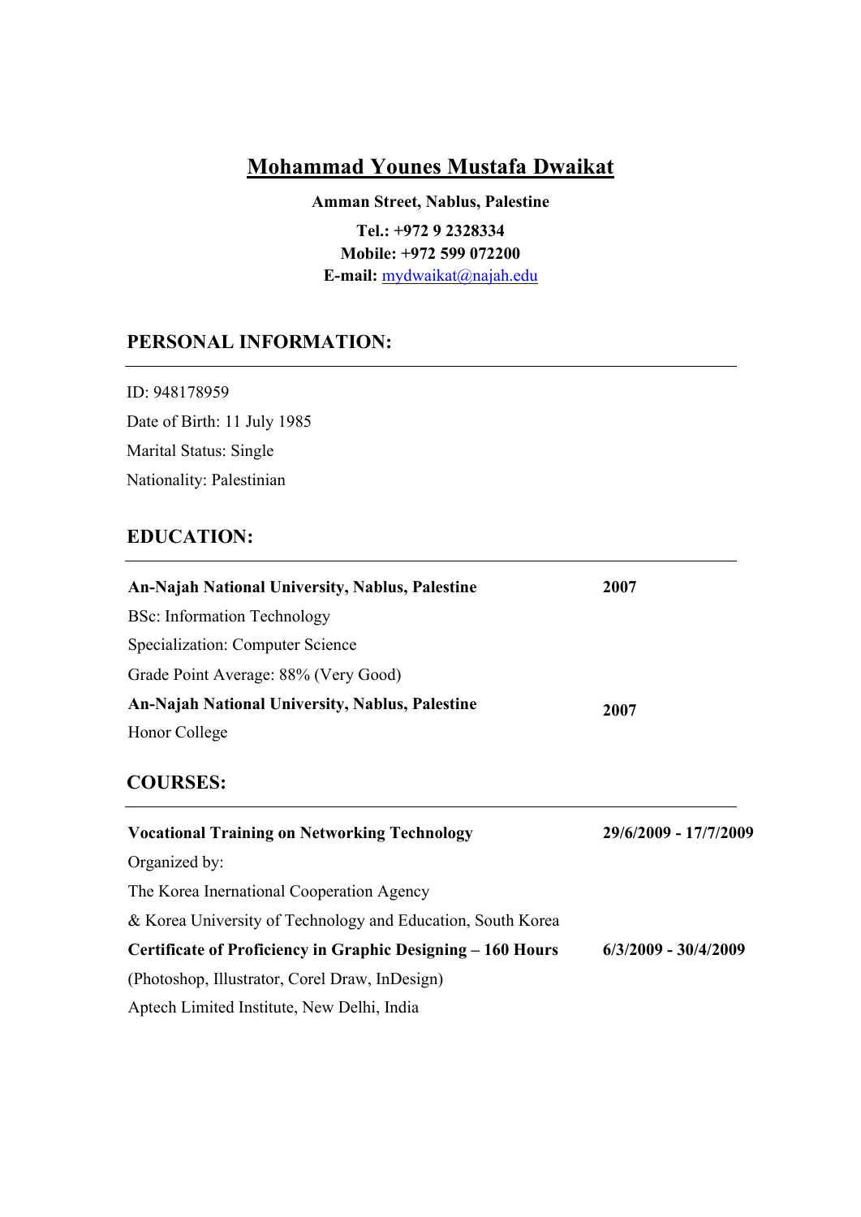# Mohammad Younes Mustafa Dwaikat

**Amman Street, Nablus, Palestine**

**Tel.: +972 9 2328334**
**Mobile: +972 599 072200**
**E-mail:** mydwaikat@najah.edu

## PERSONAL INFORMATION:

ID: 948178959
Date of Birth: 11 July 1985
Marital Status: Single
Nationality: Palestinian

## EDUCATION:

**An-Najah National University, Nablus, Palestine** — **2007**
BSc: Information Technology
Specialization: Computer Science
Grade Point Average: 88% (Very Good)

**An-Najah National University, Nablus, Palestine** — **2007**
Honor College

## COURSES:

**Vocational Training on Networking Technology** — **29/6/2009 - 17/7/2009**
Organized by:
The Korea Inernational Cooperation Agency
& Korea University of Technology and Education, South Korea

**Certificate of Proficiency in Graphic Designing – 160 Hours** — **6/3/2009 - 30/4/2009**
(Photoshop, Illustrator, Corel Draw, InDesign)
Aptech Limited Institute, New Delhi, India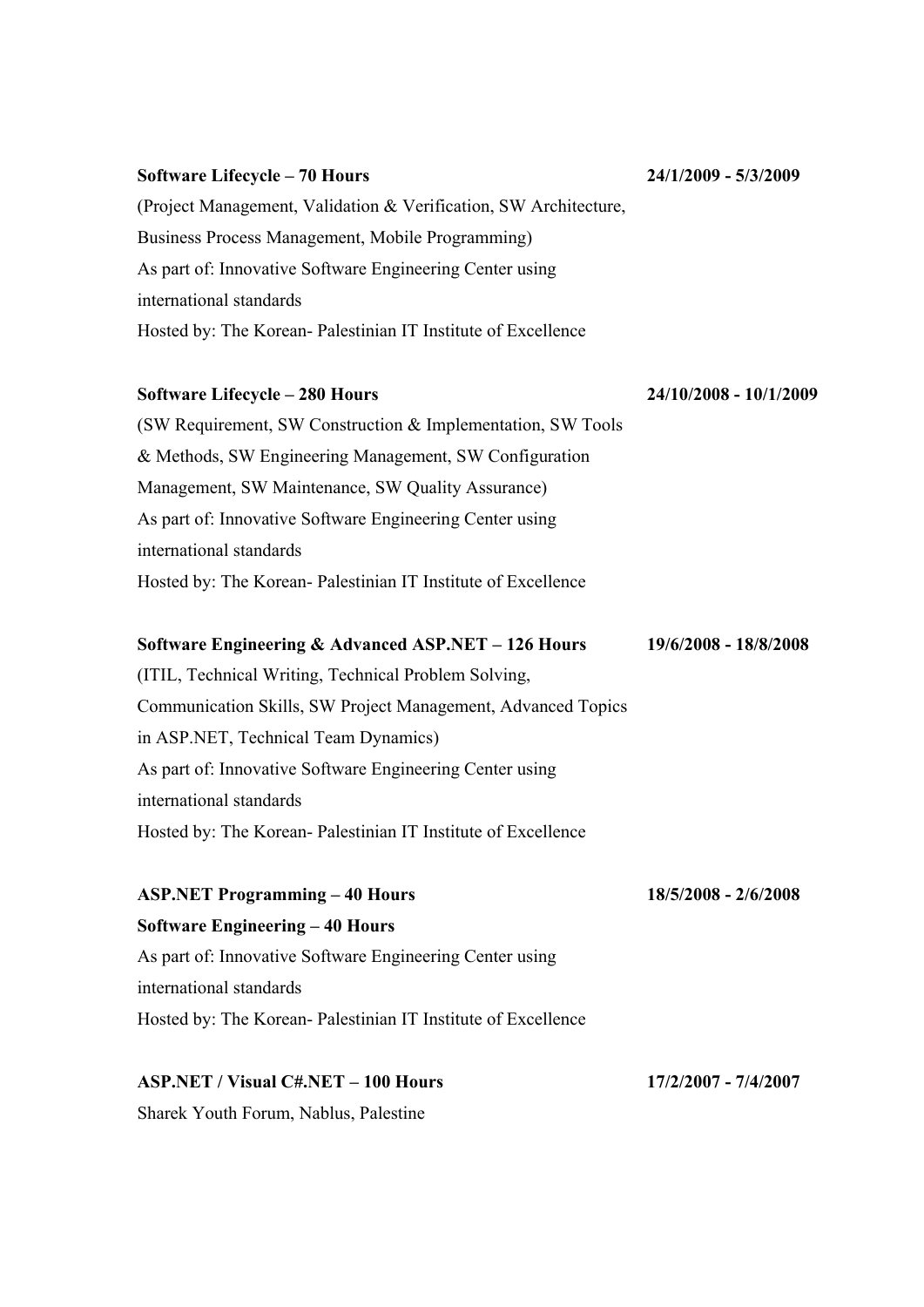**Software Lifecycle – 70 Hours** **24/1/2009 - 5/3/2009**

(Project Management, Validation & Verification, SW Architecture, Business Process Management, Mobile Programming)
As part of: Innovative Software Engineering Center using international standards
Hosted by: The Korean- Palestinian IT Institute of Excellence

**Software Lifecycle – 280 Hours** **24/10/2008 - 10/1/2009**

(SW Requirement, SW Construction & Implementation, SW Tools & Methods, SW Engineering Management, SW Configuration Management, SW Maintenance, SW Quality Assurance)
As part of: Innovative Software Engineering Center using international standards
Hosted by: The Korean- Palestinian IT Institute of Excellence

**Software Engineering & Advanced ASP.NET – 126 Hours** **19/6/2008 - 18/8/2008**

(ITIL, Technical Writing, Technical Problem Solving, Communication Skills, SW Project Management, Advanced Topics in ASP.NET, Technical Team Dynamics)
As part of: Innovative Software Engineering Center using international standards
Hosted by: The Korean- Palestinian IT Institute of Excellence

**ASP.NET Programming – 40 Hours** **18/5/2008 - 2/6/2008**
**Software Engineering – 40 Hours**

As part of: Innovative Software Engineering Center using international standards
Hosted by: The Korean- Palestinian IT Institute of Excellence

**ASP.NET / Visual C#.NET – 100 Hours** **17/2/2007 - 7/4/2007**

Sharek Youth Forum, Nablus, Palestine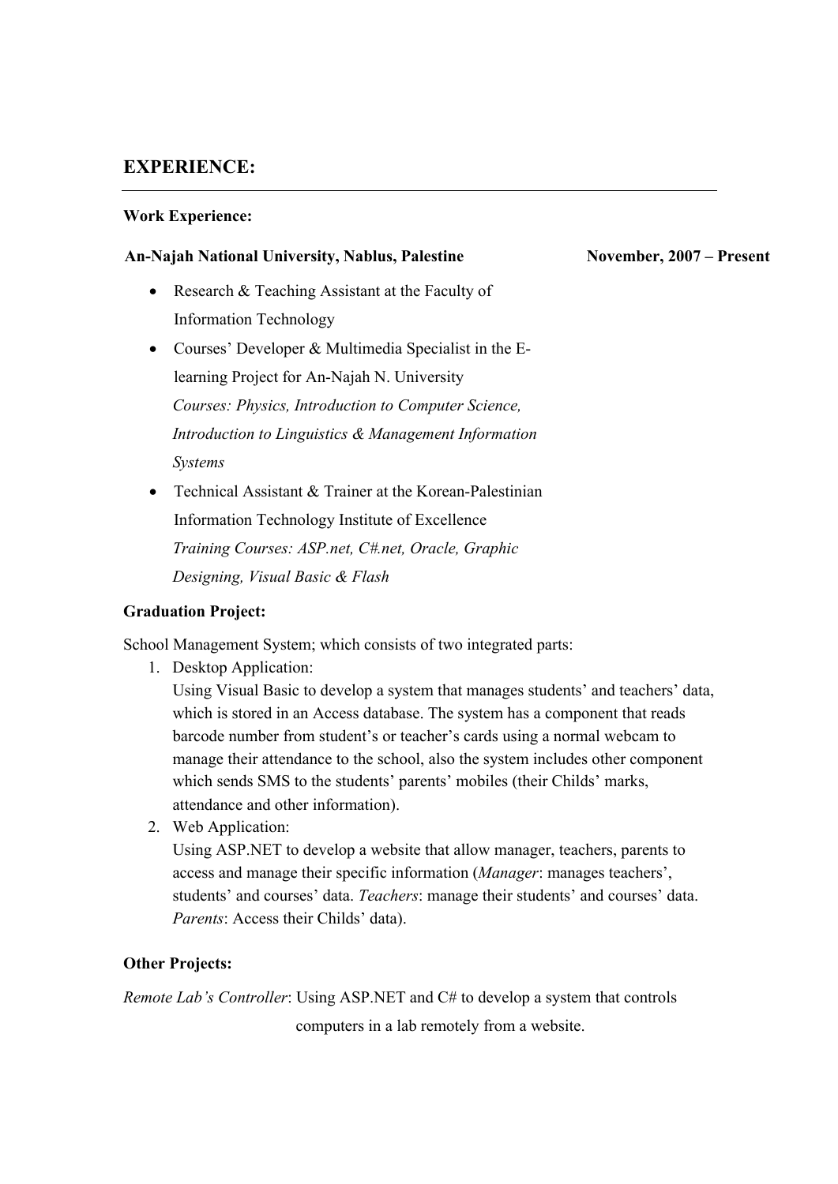## EXPERIENCE:

---

### Work Experience:

**An-Najah National University, Nablus, Palestine** **November, 2007 – Present**

- Research & Teaching Assistant at the Faculty of Information Technology
- Courses' Developer & Multimedia Specialist in the E-learning Project for An-Najah N. University
  *Courses: Physics, Introduction to Computer Science, Introduction to Linguistics & Management Information Systems*
- Technical Assistant & Trainer at the Korean-Palestinian Information Technology Institute of Excellence
  *Training Courses: ASP.net, C#.net, Oracle, Graphic Designing, Visual Basic & Flash*

### Graduation Project:

School Management System; which consists of two integrated parts:

1. Desktop Application:
   Using Visual Basic to develop a system that manages students' and teachers' data, which is stored in an Access database. The system has a component that reads barcode number from student's or teacher's cards using a normal webcam to manage their attendance to the school, also the system includes other component which sends SMS to the students' parents' mobiles (their Childs' marks, attendance and other information).
2. Web Application:
   Using ASP.NET to develop a website that allow manager, teachers, parents to access and manage their specific information (*Manager*: manages teachers', students' and courses' data. *Teachers*: manage their students' and courses' data. *Parents*: Access their Childs' data).

### Other Projects:

*Remote Lab's Controller*: Using ASP.NET and C# to develop a system that controls computers in a lab remotely from a website.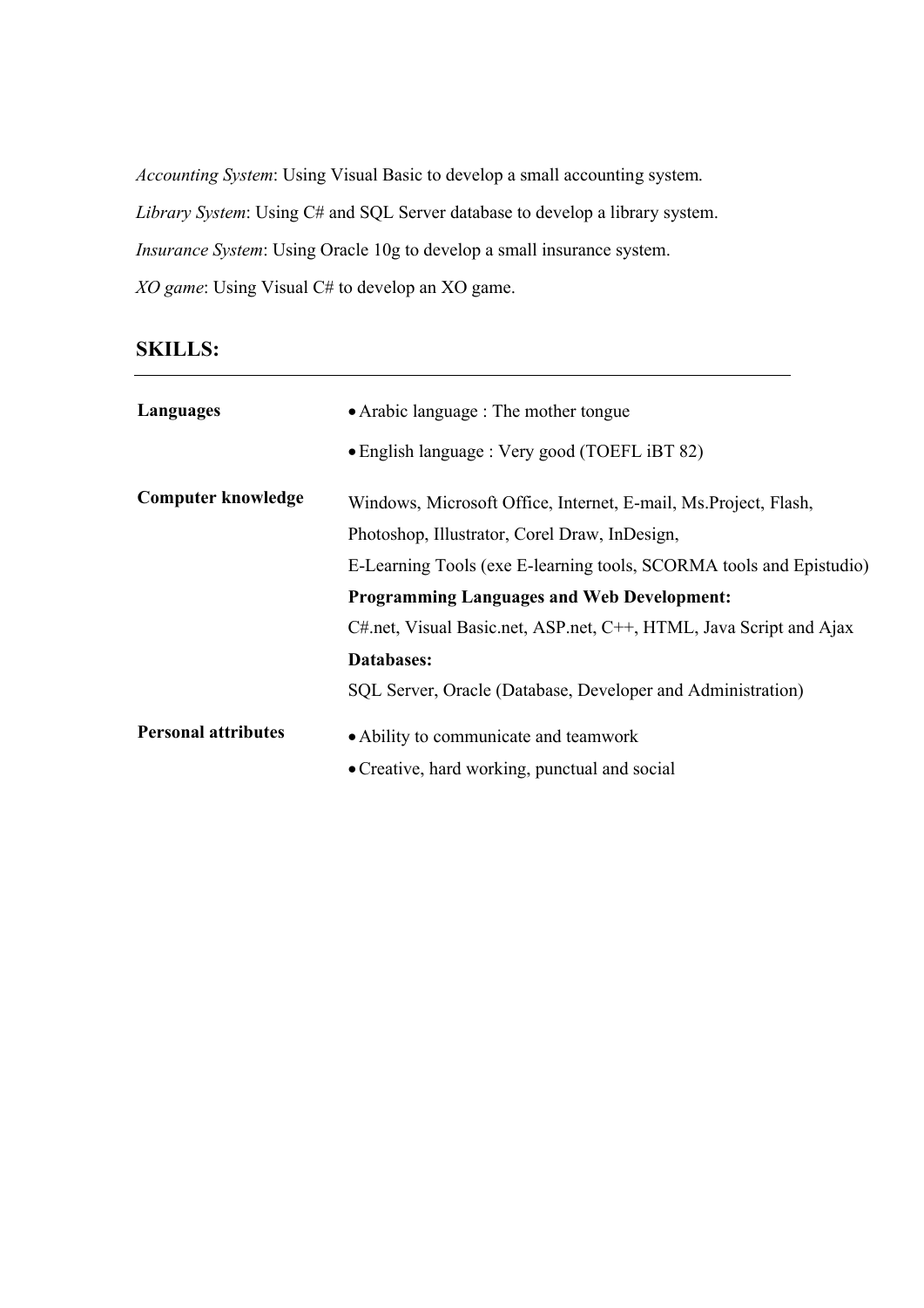*Accounting System*: Using Visual Basic to develop a small accounting system.

*Library System*: Using C# and SQL Server database to develop a library system.

*Insurance System*: Using Oracle 10g to develop a small insurance system.

*XO game*: Using Visual C# to develop an XO game.

## SKILLS:

| | |
|---|---|
| **Languages** | • Arabic language : The mother tongue<br>• English language : Very good (TOEFL iBT 82) |
| **Computer knowledge** | Windows, Microsoft Office, Internet, E-mail, Ms.Project, Flash, Photoshop, Illustrator, Corel Draw, InDesign,<br>E-Learning Tools (exe E-learning tools, SCORMA tools and Epistudio)<br>**Programming Languages and Web Development:**<br>C#.net, Visual Basic.net, ASP.net, C++, HTML, Java Script and Ajax<br>**Databases:**<br>SQL Server, Oracle (Database, Developer and Administration) |
| **Personal attributes** | • Ability to communicate and teamwork<br>• Creative, hard working, punctual and social |